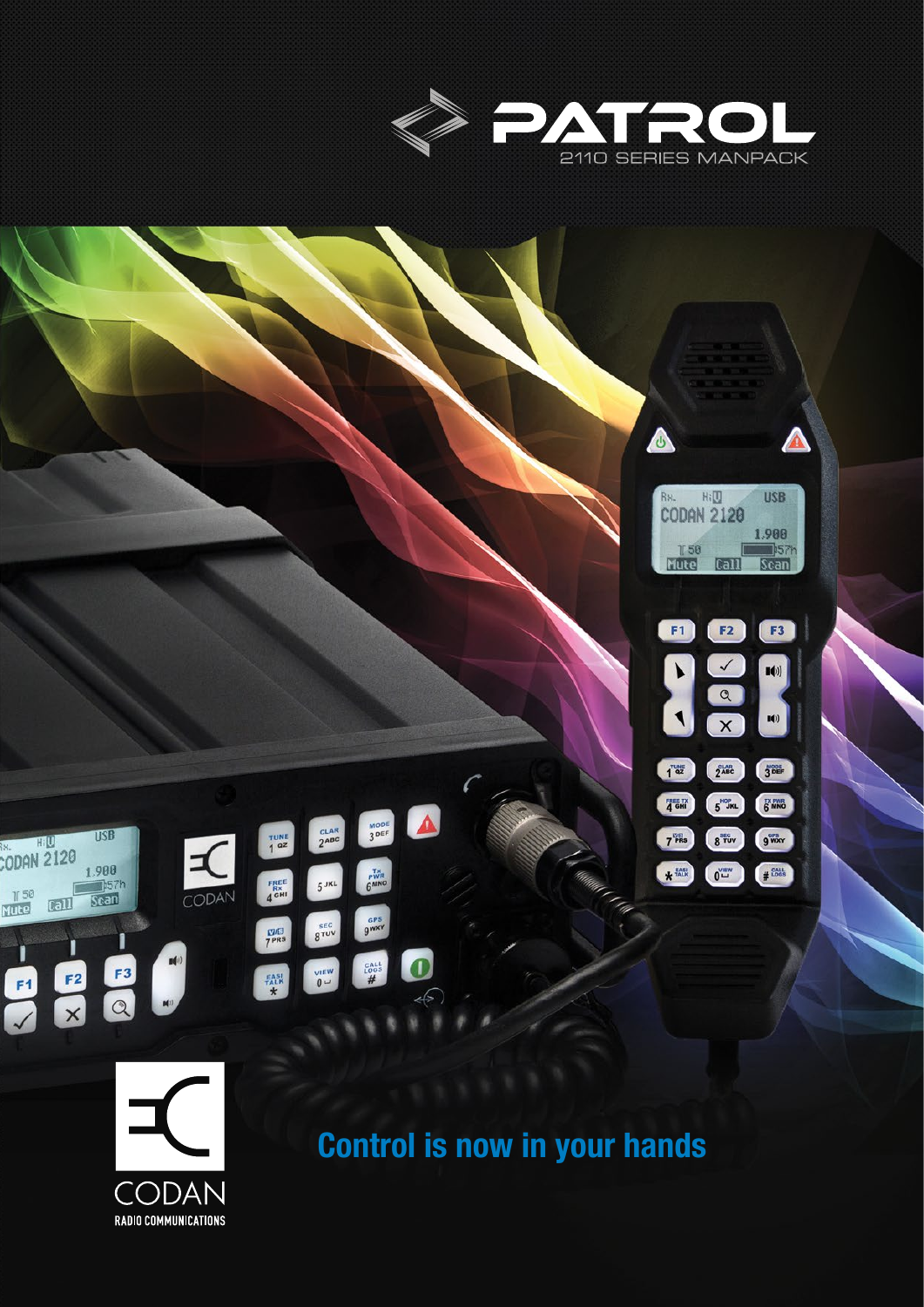# PATROL

2110 SERIES MANPACK

## Control is now in your hands

CODAN

RADIO COMMUNICATIONS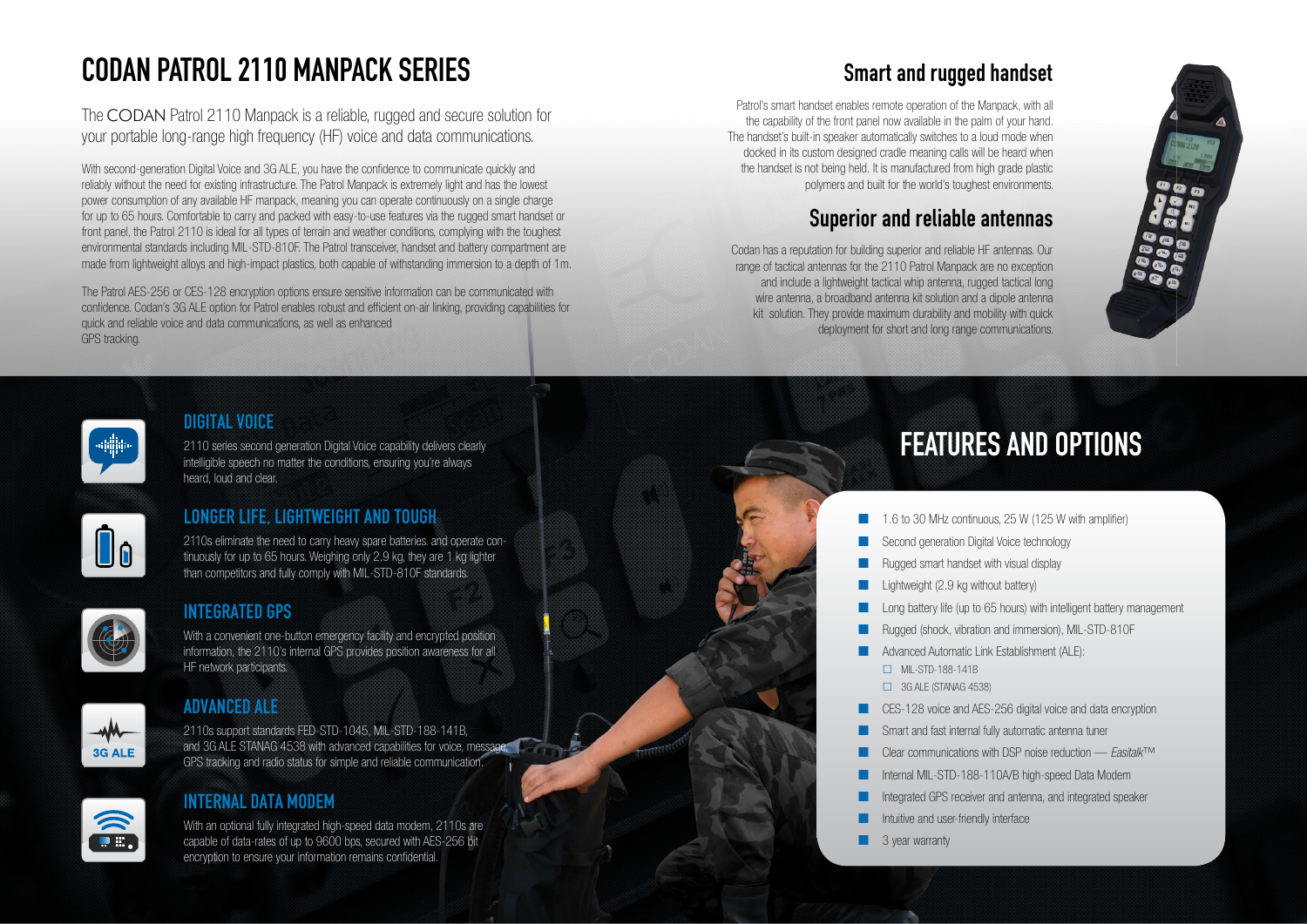# CODAN PATROL 2110 MANPACK SERIES

The CODAN Patrol 2110 Manpack is a reliable, rugged and secure solution for your portable long-range high frequency (HF) voice and data communications.

With second-generation Digital Voice and 3G ALE, you have the confidence to communicate quickly and reliably without the need for existing infrastructure. The Patrol Manpack is extremely light and has the lowest power consumption of any available HF manpack, meaning you can operate continuously on a single charge for up to 65 hours. Comfortable to carry and packed with easy-to-use features via the rugged smart handset or front panel, the Patrol 2110 is ideal for all types of terrain and weather conditions, complying with the toughest environmental standards including MIL-STD-810F. The Patrol transceiver, handset and battery compartment are made from lightweight alloys and high-impact plastics, both capable of withstanding immersion to a depth of 1m.

The Patrol AES-256 or CES-128 encryption options ensure sensitive information can be communicated with confidence. Codan's 3G ALE option for Patrol enables robust and efficient on-air linking, providing capabilities for quick and reliable voice and data communications, as well as enhanced GPS tracking.

## Smart and rugged handset

Patrol's smart handset enables remote operation of the Manpack, with all the capability of the front panel now available in the palm of your hand. The handset's built-in speaker automatically switches to a loud mode when docked in its custom designed cradle meaning calls will be heard when the handset is not being held. It is manufactured from high grade plastic polymers and built for the world's toughest environments.

## Superior and reliable antennas

Codan has a reputation for building superior and reliable HF antennas. Our range of tactical antennas for the 2110 Patrol Manpack are no exception and include a lightweight tactical whip antenna, rugged tactical long wire antenna, a broadband antenna kit solution and a dipole antenna kit solution. They provide maximum durability and mobility with quick deployment for short and long range communications.

### DIGITAL VOICE

2110 series second generation Digital Voice capability delivers clearly intelligible speech no matter the conditions, ensuring you're always heard, loud and clear.

### LONGER LIFE, LIGHTWEIGHT AND TOUGH

2110s eliminate the need to carry heavy spare batteries. and operate continuously for up to 65 hours. Weighing only 2.9 kg, they are 1 kg lighter than competitors and fully comply with MIL-STD-810F standards.

### INTEGRATED GPS

With a convenient one-button emergency facility and encrypted position information, the 2110's internal GPS provides position awareness for all HF network participants.

### ADVANCED ALE

2110s support standards FED-STD-1045, MIL-STD-188-141B, and 3G ALE STANAG 4538 with advanced capabilities for voice, message, GPS tracking and radio status for simple and reliable communication.

### INTERNAL DATA MODEM

With an optional fully integrated high-speed data modem, 2110s are capable of data-rates of up to 9600 bps, secured with AES-256 bit encryption to ensure your information remains confidential.

## FEATURES AND OPTIONS

- 1.6 to 30 MHz continuous, 25 W (125 W with amplifier)
- Second generation Digital Voice technology
- Rugged smart handset with visual display
- Lightweight (2.9 kg without battery)
- Long battery life (up to 65 hours) with intelligent battery management
- Rugged (shock, vibration and immersion), MIL-STD-810F
- Advanced Automatic Link Establishment (ALE):
  - MIL-STD-188-141B
  - 3G ALE (STANAG 4538)
- CES-128 voice and AES-256 digital voice and data encryption
- Smart and fast internal fully automatic antenna tuner
- Clear communications with DSP noise reduction — *Easitalk*™
- Internal MIL-STD-188-110A/B high-speed Data Modem
- Integrated GPS receiver and antenna, and integrated speaker
- Intuitive and user-friendly interface
- 3 year warranty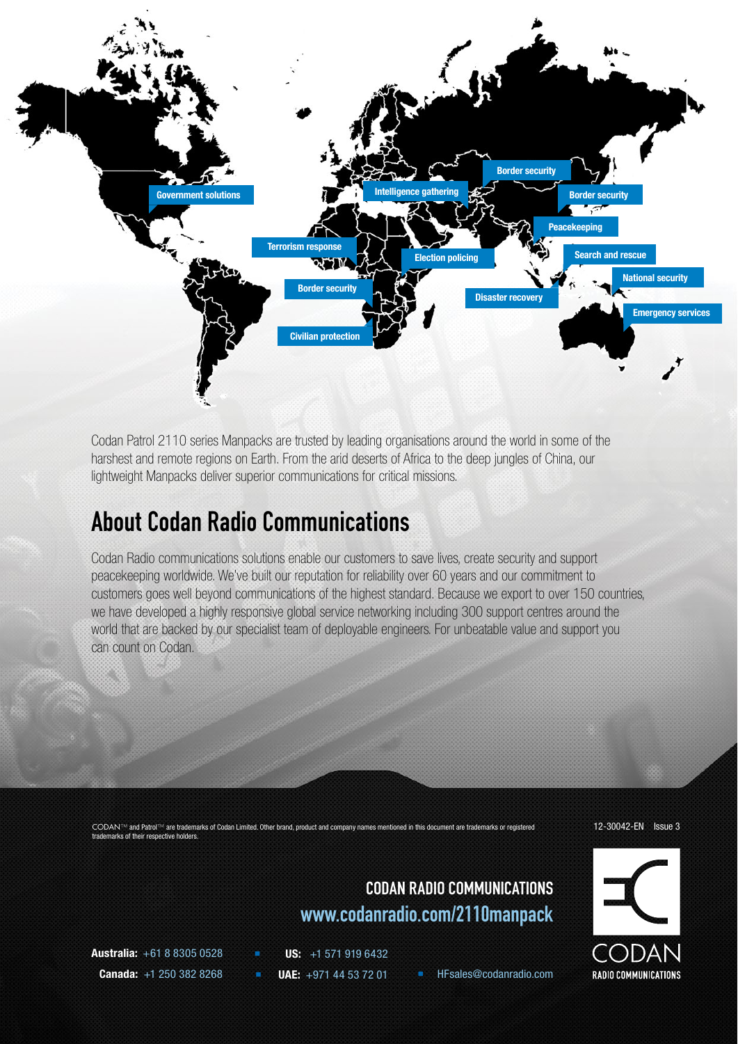Government solutions

Intelligence gathering

Border security

Border security

Peacekeeping

Terrorism response

Election policing

Search and rescue

National security

Border security

Disaster recovery

Emergency services

Civilian protection

Codan Patrol 2110 series Manpacks are trusted by leading organisations around the world in some of the harshest and remote regions on Earth. From the arid deserts of Africa to the deep jungles of China, our lightweight Manpacks deliver superior communications for critical missions.

## About Codan Radio Communications

Codan Radio communications solutions enable our customers to save lives, create security and support peacekeeping worldwide. We've built our reputation for reliability over 60 years and our commitment to customers goes well beyond communications of the highest standard. Because we export to over 150 countries, we have developed a highly responsive global service networking including 300 support centres around the world that are backed by our specialist team of deployable engineers. For unbeatable value and support you can count on Codan.

CODAN™ and Patrol™ are trademarks of Codan Limited. Other brand, product and company names mentioned in this document are trademarks or registered trademarks of their respective holders.

12-30042-EN Issue 3

**CODAN RADIO COMMUNICATIONS**

**www.codanradio.com/2110manpack**

**Australia:** +61 8 8305 0528 ▪ **US:** +1 571 919 6432

**Canada:** +1 250 382 8268 ▪ **UAE:** +971 44 53 72 01 ▪ HFsales@codanradio.com

CODAN RADIO COMMUNICATIONS